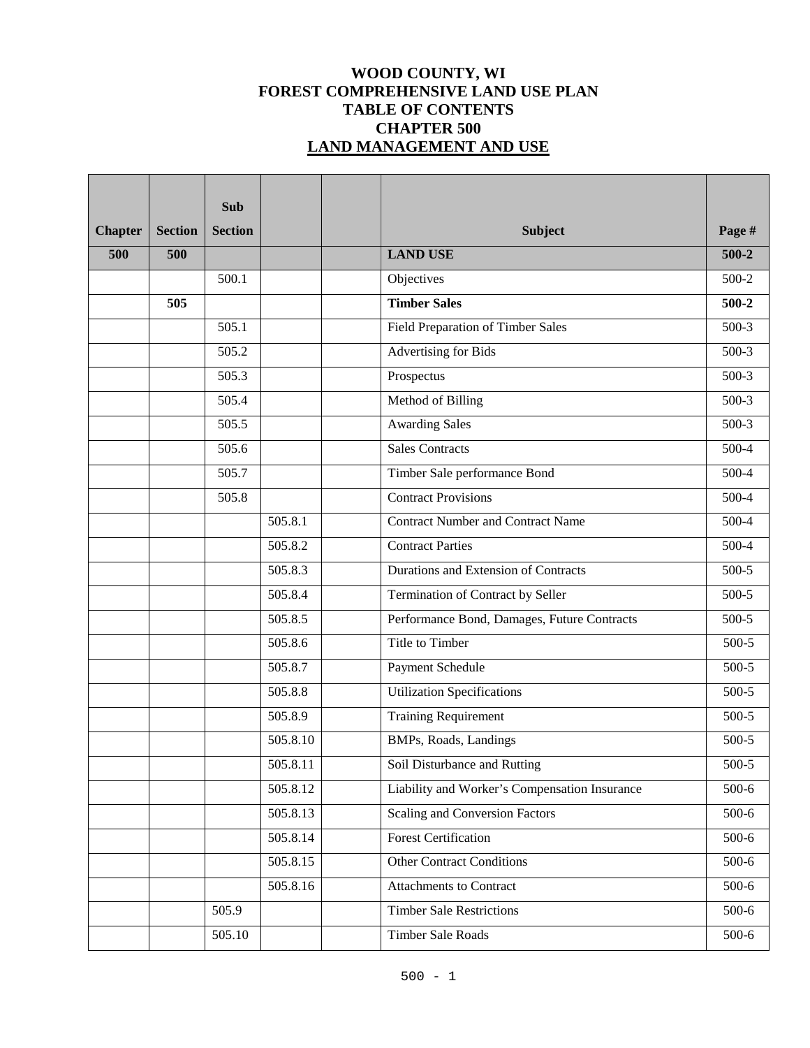# WOOD COUNTY, WI
# FOREST COMPREHENSIVE LAND USE PLAN
# TABLE OF CONTENTS
# CHAPTER 500
# LAND MANAGEMENT AND USE

| Chapter | Section | Sub Section | | | Subject | Page # |
|---|---|---|---|---|---|---|
| **500** | **500** | | | | **LAND USE** | **500-2** |
| | | 500.1 | | | Objectives | 500-2 |
| | **505** | | | | **Timber Sales** | **500-2** |
| | | 505.1 | | | Field Preparation of Timber Sales | 500-3 |
| | | 505.2 | | | Advertising for Bids | 500-3 |
| | | 505.3 | | | Prospectus | 500-3 |
| | | 505.4 | | | Method of Billing | 500-3 |
| | | 505.5 | | | Awarding Sales | 500-3 |
| | | 505.6 | | | Sales Contracts | 500-4 |
| | | 505.7 | | | Timber Sale performance Bond | 500-4 |
| | | 505.8 | | | Contract Provisions | 500-4 |
| | | | 505.8.1 | | Contract Number and Contract Name | 500-4 |
| | | | 505.8.2 | | Contract Parties | 500-4 |
| | | | 505.8.3 | | Durations and Extension of Contracts | 500-5 |
| | | | 505.8.4 | | Termination of Contract by Seller | 500-5 |
| | | | 505.8.5 | | Performance Bond, Damages, Future Contracts | 500-5 |
| | | | 505.8.6 | | Title to Timber | 500-5 |
| | | | 505.8.7 | | Payment Schedule | 500-5 |
| | | | 505.8.8 | | Utilization Specifications | 500-5 |
| | | | 505.8.9 | | Training Requirement | 500-5 |
| | | | 505.8.10 | | BMPs, Roads, Landings | 500-5 |
| | | | 505.8.11 | | Soil Disturbance and Rutting | 500-5 |
| | | | 505.8.12 | | Liability and Worker's Compensation Insurance | 500-6 |
| | | | 505.8.13 | | Scaling and Conversion Factors | 500-6 |
| | | | 505.8.14 | | Forest Certification | 500-6 |
| | | | 505.8.15 | | Other Contract Conditions | 500-6 |
| | | | 505.8.16 | | Attachments to Contract | 500-6 |
| | | 505.9 | | | Timber Sale Restrictions | 500-6 |
| | | 505.10 | | | Timber Sale Roads | 500-6 |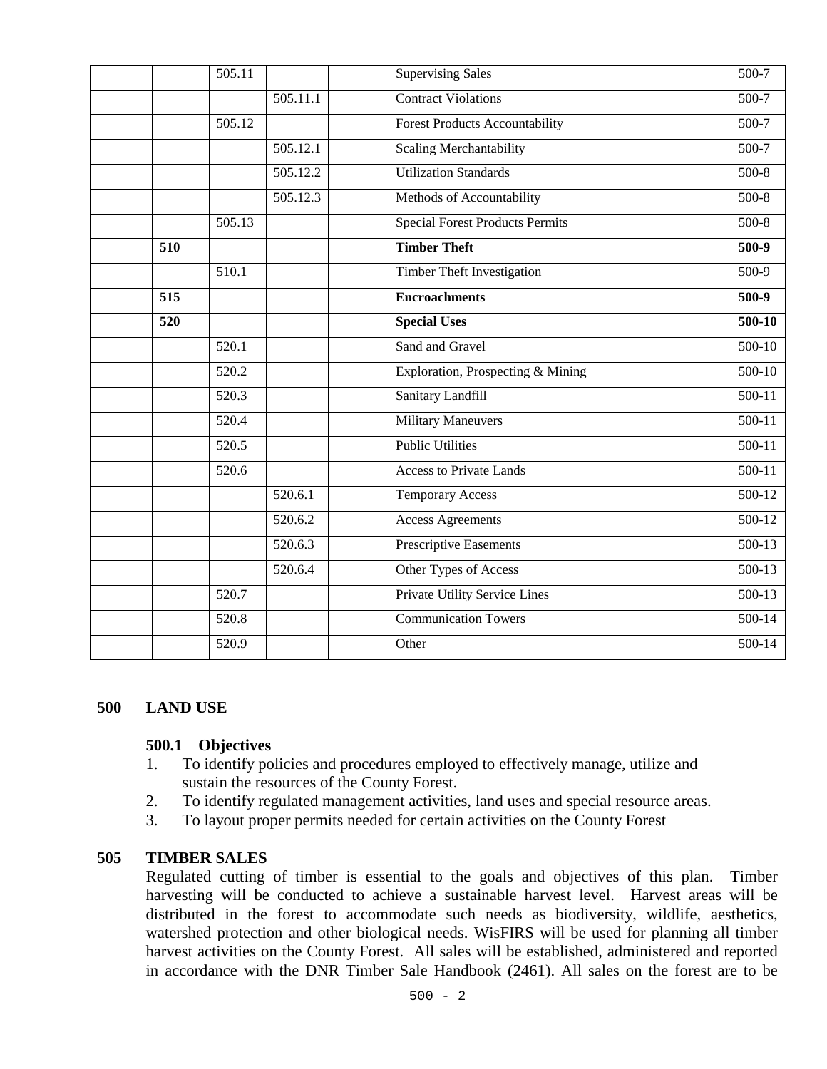| | | | | | | |
|---|---|---|---|---|---|---|
| | | 505.11 | | | Supervising Sales | 500-7 |
| | | | 505.11.1 | | Contract Violations | 500-7 |
| | | 505.12 | | | Forest Products Accountability | 500-7 |
| | | | 505.12.1 | | Scaling Merchantability | 500-7 |
| | | | 505.12.2 | | Utilization Standards | 500-8 |
| | | | 505.12.3 | | Methods of Accountability | 500-8 |
| | | 505.13 | | | Special Forest Products Permits | 500-8 |
| | **510** | | | | **Timber Theft** | **500-9** |
| | | 510.1 | | | Timber Theft Investigation | 500-9 |
| | **515** | | | | **Encroachments** | **500-9** |
| | **520** | | | | **Special Uses** | **500-10** |
| | | 520.1 | | | Sand and Gravel | 500-10 |
| | | 520.2 | | | Exploration, Prospecting & Mining | 500-10 |
| | | 520.3 | | | Sanitary Landfill | 500-11 |
| | | 520.4 | | | Military Maneuvers | 500-11 |
| | | 520.5 | | | Public Utilities | 500-11 |
| | | 520.6 | | | Access to Private Lands | 500-11 |
| | | | 520.6.1 | | Temporary Access | 500-12 |
| | | | 520.6.2 | | Access Agreements | 500-12 |
| | | | 520.6.3 | | Prescriptive Easements | 500-13 |
| | | | 520.6.4 | | Other Types of Access | 500-13 |
| | | 520.7 | | | Private Utility Service Lines | 500-13 |
| | | 520.8 | | | Communication Towers | 500-14 |
| | | 520.9 | | | Other | 500-14 |

# 500 LAND USE

## 500.1 Objectives

1. To identify policies and procedures employed to effectively manage, utilize and sustain the resources of the County Forest.
2. To identify regulated management activities, land uses and special resource areas.
3. To layout proper permits needed for certain activities on the County Forest

# 505 TIMBER SALES

Regulated cutting of timber is essential to the goals and objectives of this plan. Timber harvesting will be conducted to achieve a sustainable harvest level. Harvest areas will be distributed in the forest to accommodate such needs as biodiversity, wildlife, aesthetics, watershed protection and other biological needs. WisFIRS will be used for planning all timber harvest activities on the County Forest. All sales will be established, administered and reported in accordance with the DNR Timber Sale Handbook (2461). All sales on the forest are to be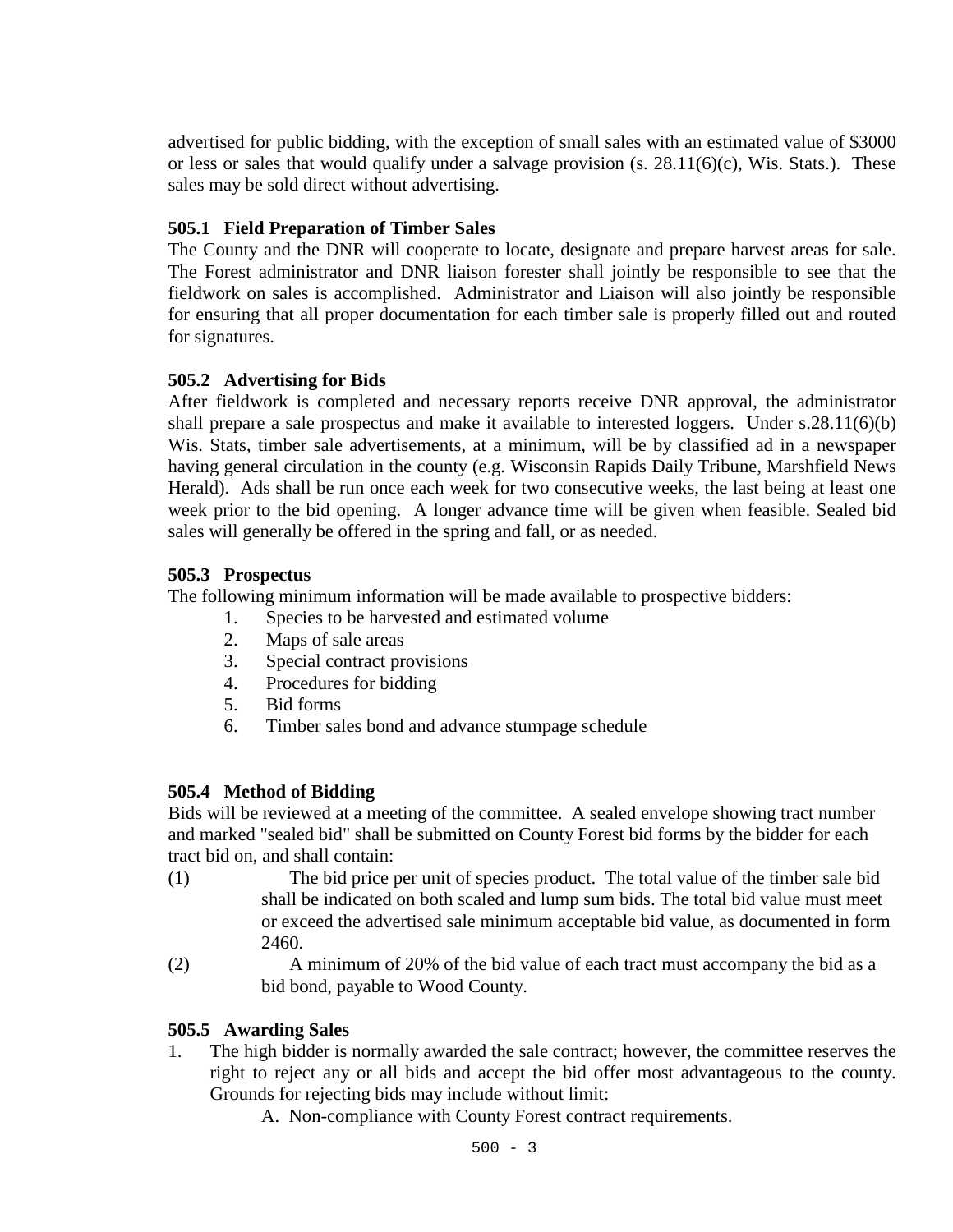advertised for public bidding, with the exception of small sales with an estimated value of $3000 or less or sales that would qualify under a salvage provision (s. 28.11(6)(c), Wis. Stats.). These sales may be sold direct without advertising.

### 505.1 Field Preparation of Timber Sales

The County and the DNR will cooperate to locate, designate and prepare harvest areas for sale. The Forest administrator and DNR liaison forester shall jointly be responsible to see that the fieldwork on sales is accomplished. Administrator and Liaison will also jointly be responsible for ensuring that all proper documentation for each timber sale is properly filled out and routed for signatures.

### 505.2 Advertising for Bids

After fieldwork is completed and necessary reports receive DNR approval, the administrator shall prepare a sale prospectus and make it available to interested loggers. Under s.28.11(6)(b) Wis. Stats, timber sale advertisements, at a minimum, will be by classified ad in a newspaper having general circulation in the county (e.g. Wisconsin Rapids Daily Tribune, Marshfield News Herald). Ads shall be run once each week for two consecutive weeks, the last being at least one week prior to the bid opening. A longer advance time will be given when feasible. Sealed bid sales will generally be offered in the spring and fall, or as needed.

### 505.3 Prospectus

The following minimum information will be made available to prospective bidders:

1. Species to be harvested and estimated volume
2. Maps of sale areas
3. Special contract provisions
4. Procedures for bidding
5. Bid forms
6. Timber sales bond and advance stumpage schedule

### 505.4 Method of Bidding

Bids will be reviewed at a meeting of the committee. A sealed envelope showing tract number and marked "sealed bid" shall be submitted on County Forest bid forms by the bidder for each tract bid on, and shall contain:

(1) The bid price per unit of species product. The total value of the timber sale bid shall be indicated on both scaled and lump sum bids. The total bid value must meet or exceed the advertised sale minimum acceptable bid value, as documented in form 2460.

(2) A minimum of 20% of the bid value of each tract must accompany the bid as a bid bond, payable to Wood County.

### 505.5 Awarding Sales

1. The high bidder is normally awarded the sale contract; however, the committee reserves the right to reject any or all bids and accept the bid offer most advantageous to the county. Grounds for rejecting bids may include without limit:

   A. Non-compliance with County Forest contract requirements.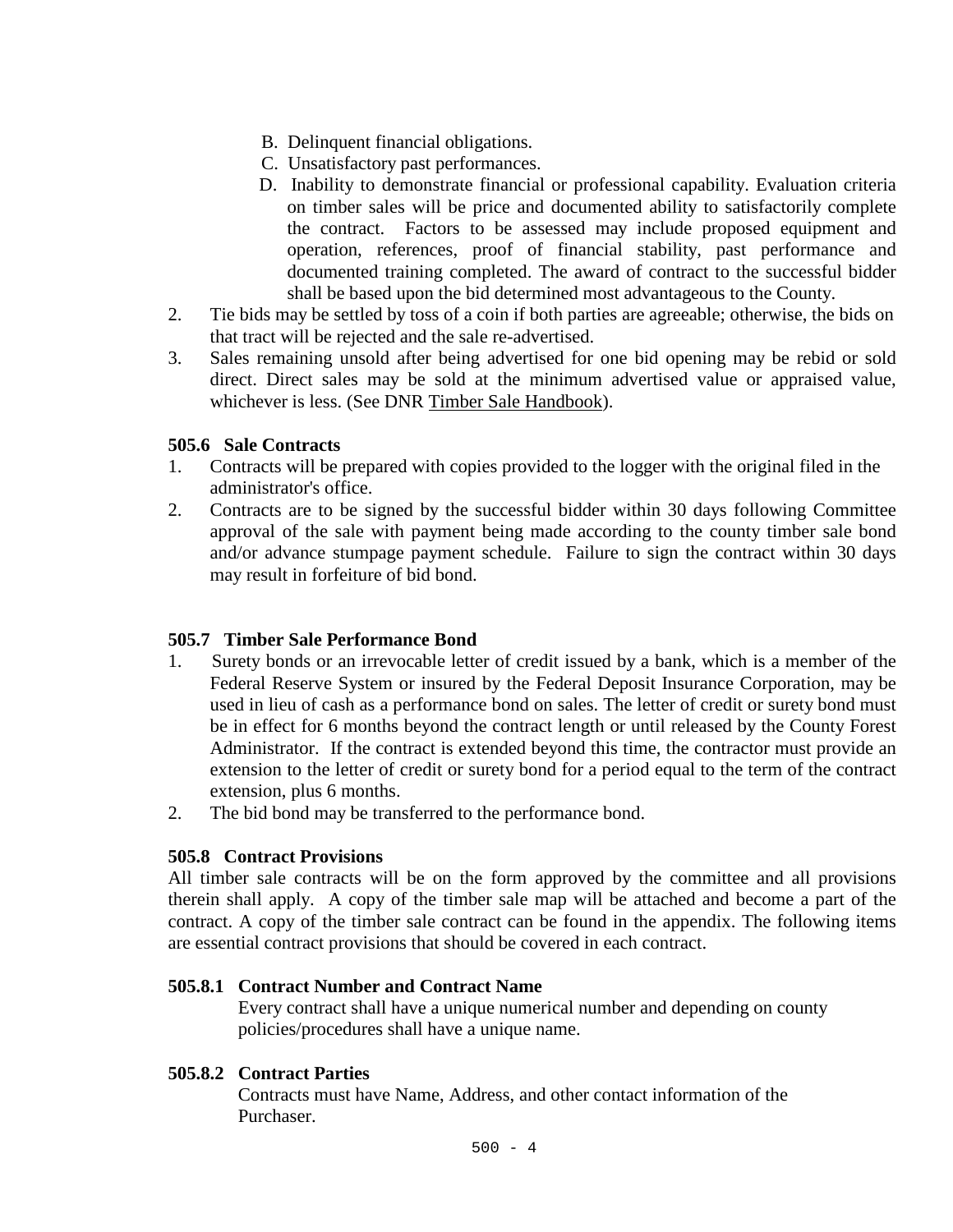B. Delinquent financial obligations.
   C. Unsatisfactory past performances.
   D. Inability to demonstrate financial or professional capability. Evaluation criteria on timber sales will be price and documented ability to satisfactorily complete the contract. Factors to be assessed may include proposed equipment and operation, references, proof of financial stability, past performance and documented training completed. The award of contract to the successful bidder shall be based upon the bid determined most advantageous to the County.
2. Tie bids may be settled by toss of a coin if both parties are agreeable; otherwise, the bids on that tract will be rejected and the sale re-advertised.
3. Sales remaining unsold after being advertised for one bid opening may be rebid or sold direct. Direct sales may be sold at the minimum advertised value or appraised value, whichever is less. (See DNR Timber Sale Handbook).

**505.6 Sale Contracts**

1. Contracts will be prepared with copies provided to the logger with the original filed in the administrator's office.
2. Contracts are to be signed by the successful bidder within 30 days following Committee approval of the sale with payment being made according to the county timber sale bond and/or advance stumpage payment schedule. Failure to sign the contract within 30 days may result in forfeiture of bid bond.

**505.7 Timber Sale Performance Bond**

1. Surety bonds or an irrevocable letter of credit issued by a bank, which is a member of the Federal Reserve System or insured by the Federal Deposit Insurance Corporation, may be used in lieu of cash as a performance bond on sales. The letter of credit or surety bond must be in effect for 6 months beyond the contract length or until released by the County Forest Administrator. If the contract is extended beyond this time, the contractor must provide an extension to the letter of credit or surety bond for a period equal to the term of the contract extension, plus 6 months.
2. The bid bond may be transferred to the performance bond.

**505.8 Contract Provisions**

All timber sale contracts will be on the form approved by the committee and all provisions therein shall apply. A copy of the timber sale map will be attached and become a part of the contract. A copy of the timber sale contract can be found in the appendix. The following items are essential contract provisions that should be covered in each contract.

**505.8.1 Contract Number and Contract Name**

Every contract shall have a unique numerical number and depending on county policies/procedures shall have a unique name.

**505.8.2 Contract Parties**

Contracts must have Name, Address, and other contact information of the Purchaser.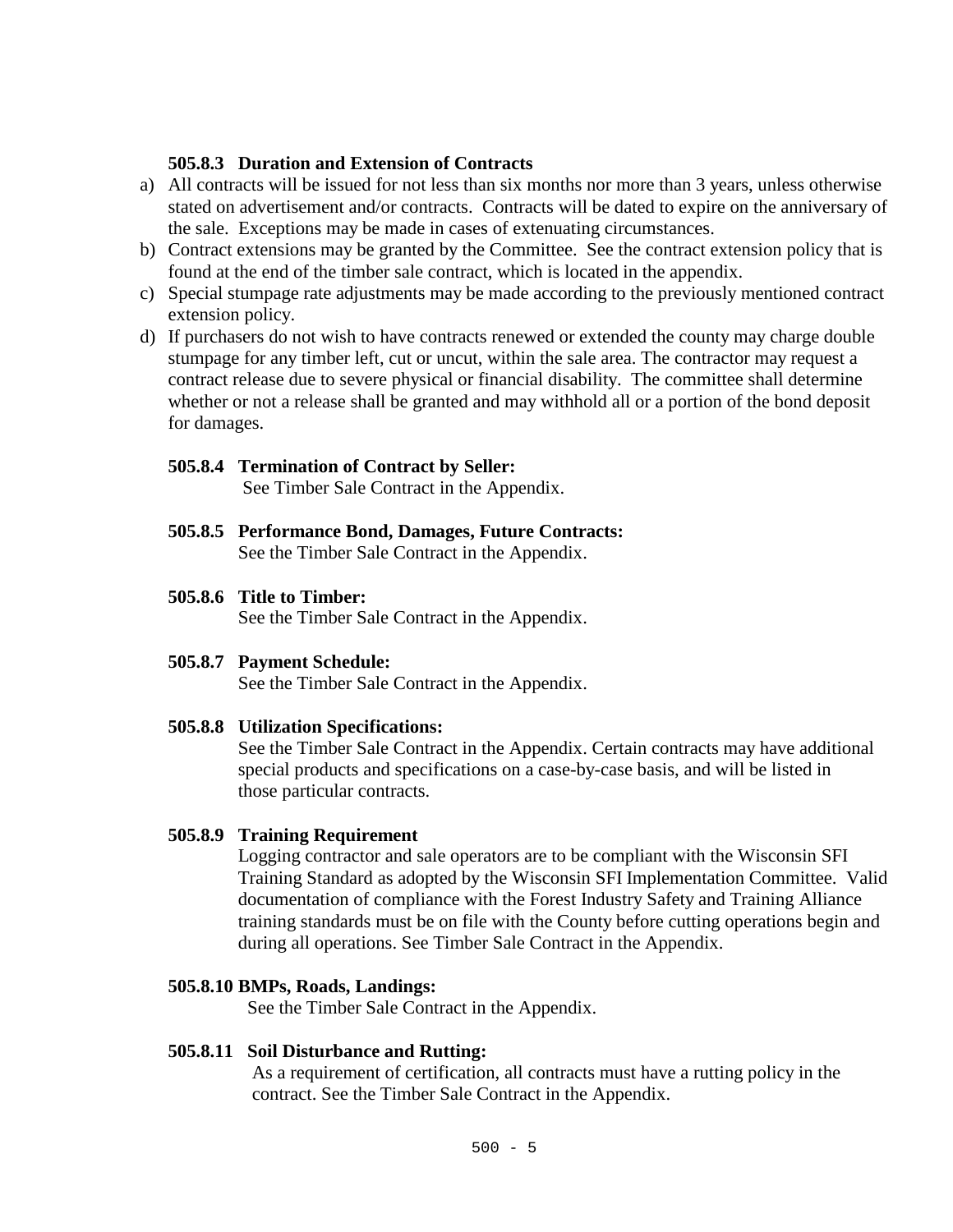#### 505.8.3 Duration and Extension of Contracts

a) All contracts will be issued for not less than six months nor more than 3 years, unless otherwise stated on advertisement and/or contracts. Contracts will be dated to expire on the anniversary of the sale. Exceptions may be made in cases of extenuating circumstances.
b) Contract extensions may be granted by the Committee. See the contract extension policy that is found at the end of the timber sale contract, which is located in the appendix.
c) Special stumpage rate adjustments may be made according to the previously mentioned contract extension policy.
d) If purchasers do not wish to have contracts renewed or extended the county may charge double stumpage for any timber left, cut or uncut, within the sale area. The contractor may request a contract release due to severe physical or financial disability. The committee shall determine whether or not a release shall be granted and may withhold all or a portion of the bond deposit for damages.

#### 505.8.4 Termination of Contract by Seller:

See Timber Sale Contract in the Appendix.

#### 505.8.5 Performance Bond, Damages, Future Contracts:

See the Timber Sale Contract in the Appendix.

#### 505.8.6 Title to Timber:

See the Timber Sale Contract in the Appendix.

#### 505.8.7 Payment Schedule:

See the Timber Sale Contract in the Appendix.

#### 505.8.8 Utilization Specifications:

See the Timber Sale Contract in the Appendix. Certain contracts may have additional special products and specifications on a case-by-case basis, and will be listed in those particular contracts.

#### 505.8.9 Training Requirement

Logging contractor and sale operators are to be compliant with the Wisconsin SFI Training Standard as adopted by the Wisconsin SFI Implementation Committee. Valid documentation of compliance with the Forest Industry Safety and Training Alliance training standards must be on file with the County before cutting operations begin and during all operations. See Timber Sale Contract in the Appendix.

#### 505.8.10 BMPs, Roads, Landings:

See the Timber Sale Contract in the Appendix.

#### 505.8.11 Soil Disturbance and Rutting:

As a requirement of certification, all contracts must have a rutting policy in the contract. See the Timber Sale Contract in the Appendix.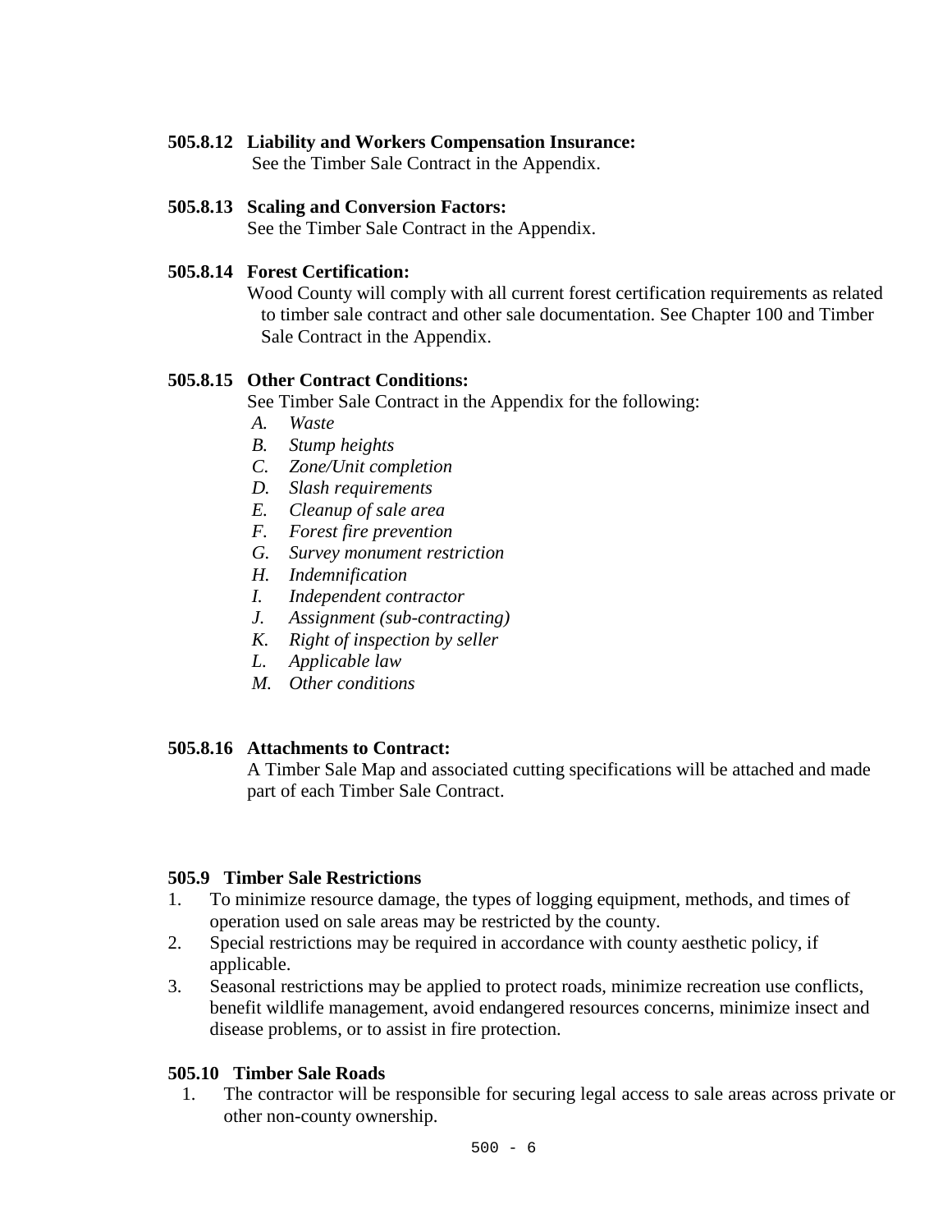**505.8.12 Liability and Workers Compensation Insurance:**
See the Timber Sale Contract in the Appendix.

**505.8.13 Scaling and Conversion Factors:**
See the Timber Sale Contract in the Appendix.

**505.8.14 Forest Certification:**
Wood County will comply with all current forest certification requirements as related to timber sale contract and other sale documentation. See Chapter 100 and Timber Sale Contract in the Appendix.

**505.8.15 Other Contract Conditions:**
See Timber Sale Contract in the Appendix for the following:

- *A. Waste*
- *B. Stump heights*
- *C. Zone/Unit completion*
- *D. Slash requirements*
- *E. Cleanup of sale area*
- *F. Forest fire prevention*
- *G. Survey monument restriction*
- *H. Indemnification*
- *I. Independent contractor*
- *J. Assignment (sub-contracting)*
- *K. Right of inspection by seller*
- *L. Applicable law*
- *M. Other conditions*

**505.8.16 Attachments to Contract:**
A Timber Sale Map and associated cutting specifications will be attached and made part of each Timber Sale Contract.

**505.9 Timber Sale Restrictions**

1. To minimize resource damage, the types of logging equipment, methods, and times of operation used on sale areas may be restricted by the county.
2. Special restrictions may be required in accordance with county aesthetic policy, if applicable.
3. Seasonal restrictions may be applied to protect roads, minimize recreation use conflicts, benefit wildlife management, avoid endangered resources concerns, minimize insect and disease problems, or to assist in fire protection.

**505.10 Timber Sale Roads**

1. The contractor will be responsible for securing legal access to sale areas across private or other non-county ownership.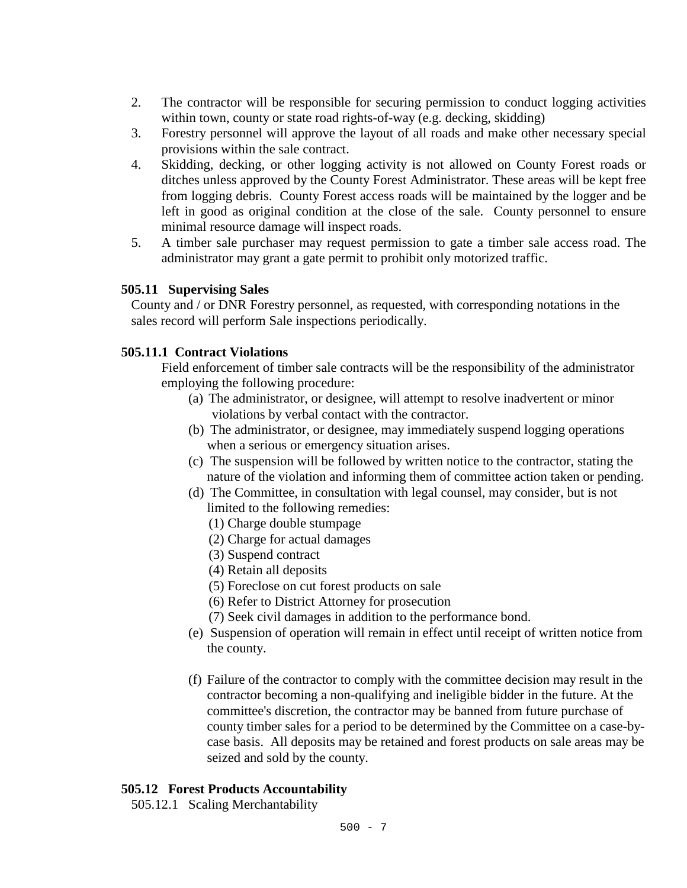2. The contractor will be responsible for securing permission to conduct logging activities within town, county or state road rights-of-way (e.g. decking, skidding)
3. Forestry personnel will approve the layout of all roads and make other necessary special provisions within the sale contract.
4. Skidding, decking, or other logging activity is not allowed on County Forest roads or ditches unless approved by the County Forest Administrator. These areas will be kept free from logging debris. County Forest access roads will be maintained by the logger and be left in good as original condition at the close of the sale. County personnel to ensure minimal resource damage will inspect roads.
5. A timber sale purchaser may request permission to gate a timber sale access road. The administrator may grant a gate permit to prohibit only motorized traffic.

**505.11 Supervising Sales**

County and / or DNR Forestry personnel, as requested, with corresponding notations in the sales record will perform Sale inspections periodically.

**505.11.1 Contract Violations**

Field enforcement of timber sale contracts will be the responsibility of the administrator employing the following procedure:

(a) The administrator, or designee, will attempt to resolve inadvertent or minor violations by verbal contact with the contractor.

(b) The administrator, or designee, may immediately suspend logging operations when a serious or emergency situation arises.

(c) The suspension will be followed by written notice to the contractor, stating the nature of the violation and informing them of committee action taken or pending.

(d) The Committee, in consultation with legal counsel, may consider, but is not limited to the following remedies:

(1) Charge double stumpage
(2) Charge for actual damages
(3) Suspend contract
(4) Retain all deposits
(5) Foreclose on cut forest products on sale
(6) Refer to District Attorney for prosecution
(7) Seek civil damages in addition to the performance bond.

(e) Suspension of operation will remain in effect until receipt of written notice from the county.

(f) Failure of the contractor to comply with the committee decision may result in the contractor becoming a non-qualifying and ineligible bidder in the future. At the committee's discretion, the contractor may be banned from future purchase of county timber sales for a period to be determined by the Committee on a case-by-case basis. All deposits may be retained and forest products on sale areas may be seized and sold by the county.

**505.12 Forest Products Accountability**

505.12.1 Scaling Merchantability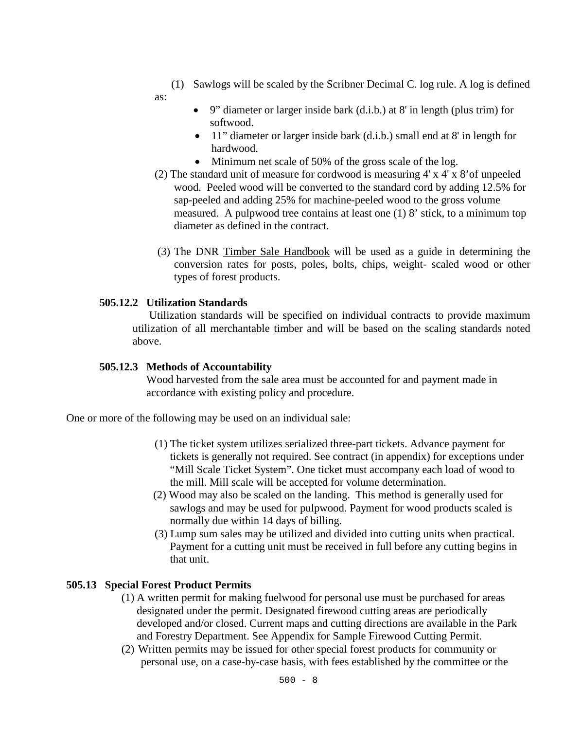(1) Sawlogs will be scaled by the Scribner Decimal C. log rule. A log is defined as:

- 9” diameter or larger inside bark (d.i.b.) at 8' in length (plus trim) for softwood.
- 11” diameter or larger inside bark (d.i.b.) small end at 8' in length for hardwood.
- Minimum net scale of 50% of the gross scale of the log.

(2) The standard unit of measure for cordwood is measuring 4' x 4' x 8’of unpeeled wood. Peeled wood will be converted to the standard cord by adding 12.5% for sap-peeled and adding 25% for machine-peeled wood to the gross volume measured. A pulpwood tree contains at least one (1) 8’ stick, to a minimum top diameter as defined in the contract.

(3) The DNR Timber Sale Handbook will be used as a guide in determining the conversion rates for posts, poles, bolts, chips, weight- scaled wood or other types of forest products.

### 505.12.2 Utilization Standards

Utilization standards will be specified on individual contracts to provide maximum utilization of all merchantable timber and will be based on the scaling standards noted above.

### 505.12.3 Methods of Accountability

Wood harvested from the sale area must be accounted for and payment made in accordance with existing policy and procedure.

One or more of the following may be used on an individual sale:

(1) The ticket system utilizes serialized three-part tickets. Advance payment for tickets is generally not required. See contract (in appendix) for exceptions under “Mill Scale Ticket System”. One ticket must accompany each load of wood to the mill. Mill scale will be accepted for volume determination.

(2) Wood may also be scaled on the landing. This method is generally used for sawlogs and may be used for pulpwood. Payment for wood products scaled is normally due within 14 days of billing.

(3) Lump sum sales may be utilized and divided into cutting units when practical. Payment for a cutting unit must be received in full before any cutting begins in that unit.

## 505.13 Special Forest Product Permits

(1) A written permit for making fuelwood for personal use must be purchased for areas designated under the permit. Designated firewood cutting areas are periodically developed and/or closed. Current maps and cutting directions are available in the Park and Forestry Department. See Appendix for Sample Firewood Cutting Permit.

(2) Written permits may be issued for other special forest products for community or personal use, on a case-by-case basis, with fees established by the committee or the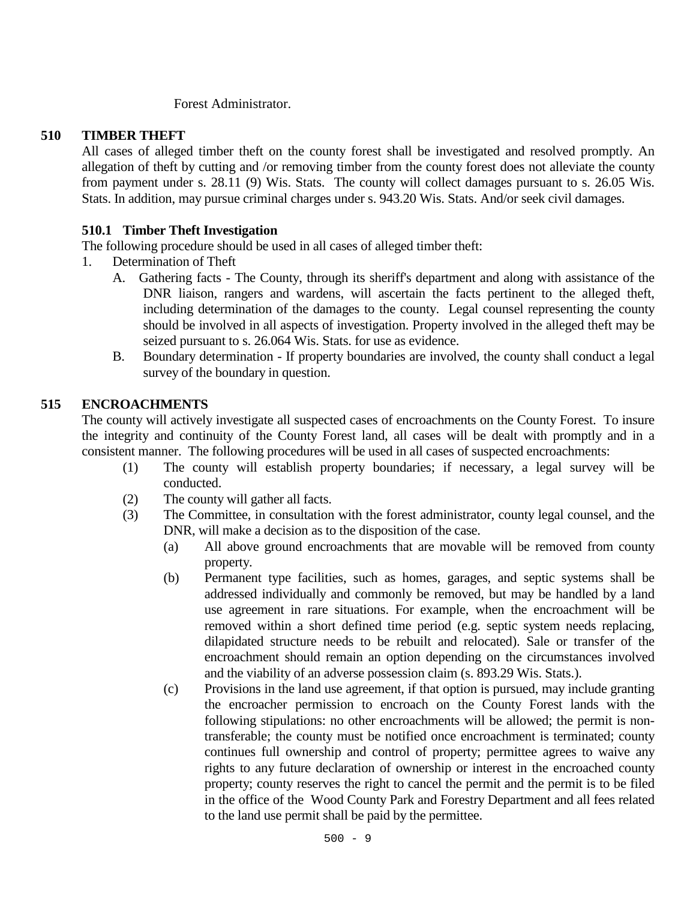Forest Administrator.

## 510 TIMBER THEFT

All cases of alleged timber theft on the county forest shall be investigated and resolved promptly. An allegation of theft by cutting and /or removing timber from the county forest does not alleviate the county from payment under s. 28.11 (9) Wis. Stats. The county will collect damages pursuant to s. 26.05 Wis. Stats. In addition, may pursue criminal charges under s. 943.20 Wis. Stats. And/or seek civil damages.

### 510.1 Timber Theft Investigation

The following procedure should be used in all cases of alleged timber theft:

1. Determination of Theft
   - A. Gathering facts - The County, through its sheriff's department and along with assistance of the DNR liaison, rangers and wardens, will ascertain the facts pertinent to the alleged theft, including determination of the damages to the county. Legal counsel representing the county should be involved in all aspects of investigation. Property involved in the alleged theft may be seized pursuant to s. 26.064 Wis. Stats. for use as evidence.
   - B. Boundary determination - If property boundaries are involved, the county shall conduct a legal survey of the boundary in question.

## 515 ENCROACHMENTS

The county will actively investigate all suspected cases of encroachments on the County Forest. To insure the integrity and continuity of the County Forest land, all cases will be dealt with promptly and in a consistent manner. The following procedures will be used in all cases of suspected encroachments:

- (1) The county will establish property boundaries; if necessary, a legal survey will be conducted.
- (2) The county will gather all facts.
- (3) The Committee, in consultation with the forest administrator, county legal counsel, and the DNR, will make a decision as to the disposition of the case.
  - (a) All above ground encroachments that are movable will be removed from county property.
  - (b) Permanent type facilities, such as homes, garages, and septic systems shall be addressed individually and commonly be removed, but may be handled by a land use agreement in rare situations. For example, when the encroachment will be removed within a short defined time period (e.g. septic system needs replacing, dilapidated structure needs to be rebuilt and relocated). Sale or transfer of the encroachment should remain an option depending on the circumstances involved and the viability of an adverse possession claim (s. 893.29 Wis. Stats.).
  - (c) Provisions in the land use agreement, if that option is pursued, may include granting the encroacher permission to encroach on the County Forest lands with the following stipulations: no other encroachments will be allowed; the permit is non-transferable; the county must be notified once encroachment is terminated; county continues full ownership and control of property; permittee agrees to waive any rights to any future declaration of ownership or interest in the encroached county property; county reserves the right to cancel the permit and the permit is to be filed in the office of the Wood County Park and Forestry Department and all fees related to the land use permit shall be paid by the permittee.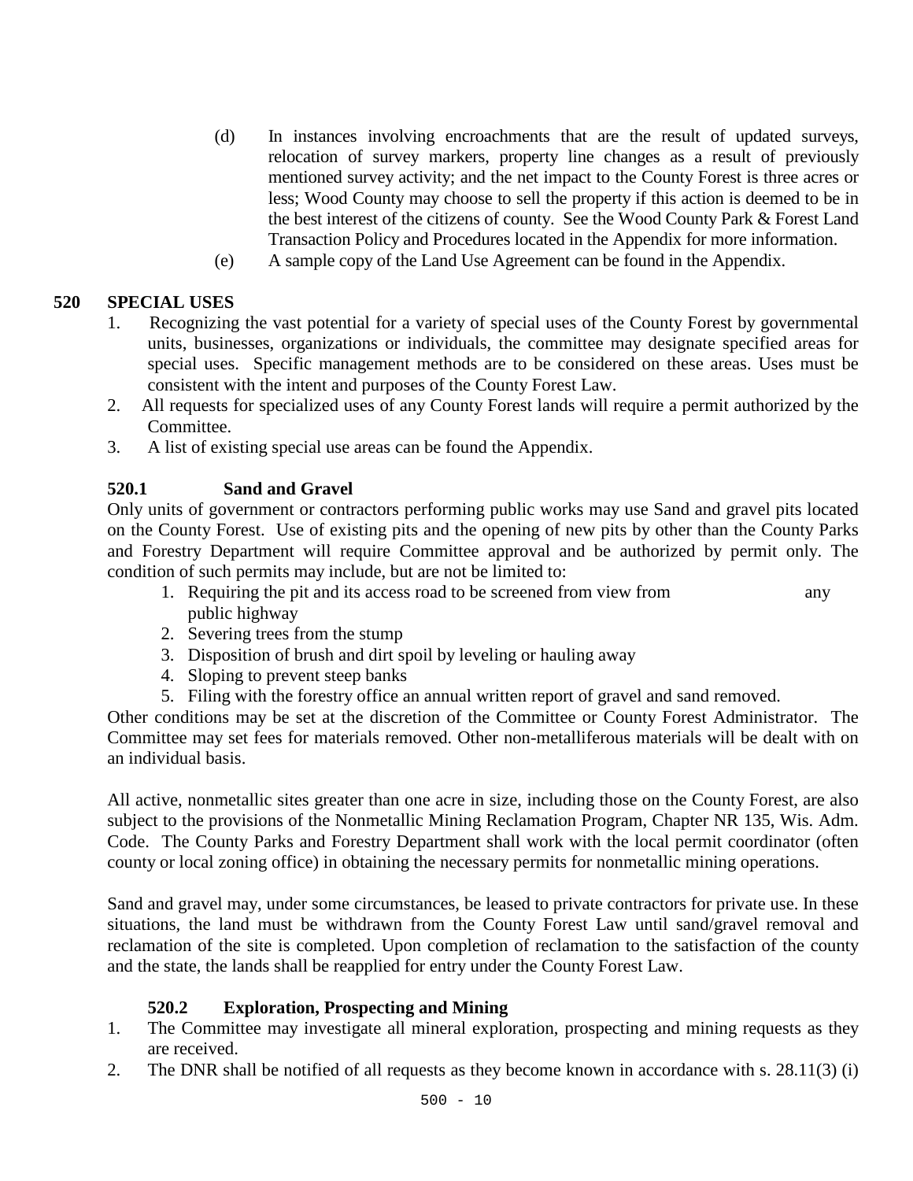(d) In instances involving encroachments that are the result of updated surveys, relocation of survey markers, property line changes as a result of previously mentioned survey activity; and the net impact to the County Forest is three acres or less; Wood County may choose to sell the property if this action is deemed to be in the best interest of the citizens of county. See the Wood County Park & Forest Land Transaction Policy and Procedures located in the Appendix for more information.

(e) A sample copy of the Land Use Agreement can be found in the Appendix.

## 520 SPECIAL USES

1. Recognizing the vast potential for a variety of special uses of the County Forest by governmental units, businesses, organizations or individuals, the committee may designate specified areas for special uses. Specific management methods are to be considered on these areas. Uses must be consistent with the intent and purposes of the County Forest Law.
2. All requests for specialized uses of any County Forest lands will require a permit authorized by the Committee.
3. A list of existing special use areas can be found the Appendix.

### 520.1 Sand and Gravel

Only units of government or contractors performing public works may use Sand and gravel pits located on the County Forest. Use of existing pits and the opening of new pits by other than the County Parks and Forestry Department will require Committee approval and be authorized by permit only. The condition of such permits may include, but are not be limited to:

1. Requiring the pit and its access road to be screened from view from any public highway
2. Severing trees from the stump
3. Disposition of brush and dirt spoil by leveling or hauling away
4. Sloping to prevent steep banks
5. Filing with the forestry office an annual written report of gravel and sand removed.

Other conditions may be set at the discretion of the Committee or County Forest Administrator. The Committee may set fees for materials removed. Other non-metalliferous materials will be dealt with on an individual basis.

All active, nonmetallic sites greater than one acre in size, including those on the County Forest, are also subject to the provisions of the Nonmetallic Mining Reclamation Program, Chapter NR 135, Wis. Adm. Code. The County Parks and Forestry Department shall work with the local permit coordinator (often county or local zoning office) in obtaining the necessary permits for nonmetallic mining operations.

Sand and gravel may, under some circumstances, be leased to private contractors for private use. In these situations, the land must be withdrawn from the County Forest Law until sand/gravel removal and reclamation of the site is completed. Upon completion of reclamation to the satisfaction of the county and the state, the lands shall be reapplied for entry under the County Forest Law.

### 520.2 Exploration, Prospecting and Mining

1. The Committee may investigate all mineral exploration, prospecting and mining requests as they are received.
2. The DNR shall be notified of all requests as they become known in accordance with s. 28.11(3) (i)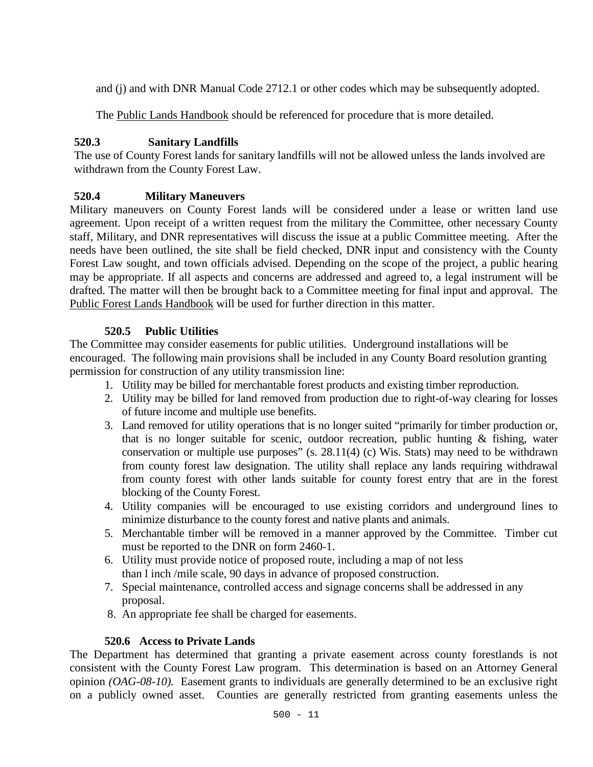and (j) and with DNR Manual Code 2712.1 or other codes which may be subsequently adopted.

The Public Lands Handbook should be referenced for procedure that is more detailed.

### 520.3 Sanitary Landfills

The use of County Forest lands for sanitary landfills will not be allowed unless the lands involved are withdrawn from the County Forest Law.

### 520.4 Military Maneuvers

Military maneuvers on County Forest lands will be considered under a lease or written land use agreement. Upon receipt of a written request from the military the Committee, other necessary County staff, Military, and DNR representatives will discuss the issue at a public Committee meeting. After the needs have been outlined, the site shall be field checked, DNR input and consistency with the County Forest Law sought, and town officials advised. Depending on the scope of the project, a public hearing may be appropriate. If all aspects and concerns are addressed and agreed to, a legal instrument will be drafted. The matter will then be brought back to a Committee meeting for final input and approval. The Public Forest Lands Handbook will be used for further direction in this matter.

### 520.5 Public Utilities

The Committee may consider easements for public utilities. Underground installations will be encouraged. The following main provisions shall be included in any County Board resolution granting permission for construction of any utility transmission line:

1. Utility may be billed for merchantable forest products and existing timber reproduction.
2. Utility may be billed for land removed from production due to right-of-way clearing for losses of future income and multiple use benefits.
3. Land removed for utility operations that is no longer suited "primarily for timber production or, that is no longer suitable for scenic, outdoor recreation, public hunting & fishing, water conservation or multiple use purposes" (s. 28.11(4) (c) Wis. Stats) may need to be withdrawn from county forest law designation. The utility shall replace any lands requiring withdrawal from county forest with other lands suitable for county forest entry that are in the forest blocking of the County Forest.
4. Utility companies will be encouraged to use existing corridors and underground lines to minimize disturbance to the county forest and native plants and animals.
5. Merchantable timber will be removed in a manner approved by the Committee. Timber cut must be reported to the DNR on form 2460-1.
6. Utility must provide notice of proposed route, including a map of not less than l inch /mile scale, 90 days in advance of proposed construction.
7. Special maintenance, controlled access and signage concerns shall be addressed in any proposal.
8. An appropriate fee shall be charged for easements.

### 520.6 Access to Private Lands

The Department has determined that granting a private easement across county forestlands is not consistent with the County Forest Law program. This determination is based on an Attorney General opinion *(OAG-08-10).* Easement grants to individuals are generally determined to be an exclusive right on a publicly owned asset. Counties are generally restricted from granting easements unless the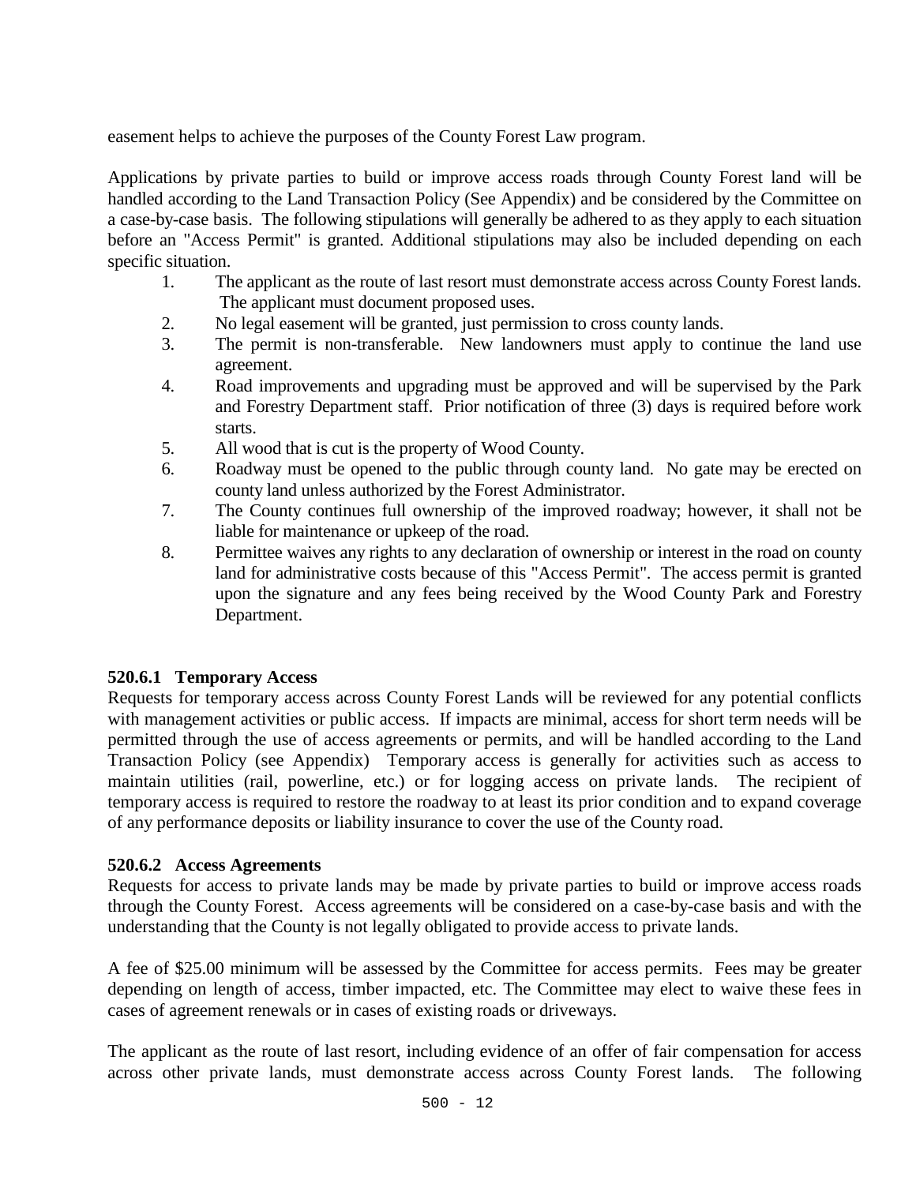easement helps to achieve the purposes of the County Forest Law program.

Applications by private parties to build or improve access roads through County Forest land will be handled according to the Land Transaction Policy (See Appendix) and be considered by the Committee on a case-by-case basis. The following stipulations will generally be adhered to as they apply to each situation before an "Access Permit" is granted. Additional stipulations may also be included depending on each specific situation.

1. The applicant as the route of last resort must demonstrate access across County Forest lands. The applicant must document proposed uses.
2. No legal easement will be granted, just permission to cross county lands.
3. The permit is non-transferable. New landowners must apply to continue the land use agreement.
4. Road improvements and upgrading must be approved and will be supervised by the Park and Forestry Department staff. Prior notification of three (3) days is required before work starts.
5. All wood that is cut is the property of Wood County.
6. Roadway must be opened to the public through county land. No gate may be erected on county land unless authorized by the Forest Administrator.
7. The County continues full ownership of the improved roadway; however, it shall not be liable for maintenance or upkeep of the road.
8. Permittee waives any rights to any declaration of ownership or interest in the road on county land for administrative costs because of this "Access Permit". The access permit is granted upon the signature and any fees being received by the Wood County Park and Forestry Department.

### 520.6.1 Temporary Access

Requests for temporary access across County Forest Lands will be reviewed for any potential conflicts with management activities or public access. If impacts are minimal, access for short term needs will be permitted through the use of access agreements or permits, and will be handled according to the Land Transaction Policy (see Appendix) Temporary access is generally for activities such as access to maintain utilities (rail, powerline, etc.) or for logging access on private lands. The recipient of temporary access is required to restore the roadway to at least its prior condition and to expand coverage of any performance deposits or liability insurance to cover the use of the County road.

### 520.6.2 Access Agreements

Requests for access to private lands may be made by private parties to build or improve access roads through the County Forest. Access agreements will be considered on a case-by-case basis and with the understanding that the County is not legally obligated to provide access to private lands.

A fee of $25.00 minimum will be assessed by the Committee for access permits. Fees may be greater depending on length of access, timber impacted, etc. The Committee may elect to waive these fees in cases of agreement renewals or in cases of existing roads or driveways.

The applicant as the route of last resort, including evidence of an offer of fair compensation for access across other private lands, must demonstrate access across County Forest lands. The following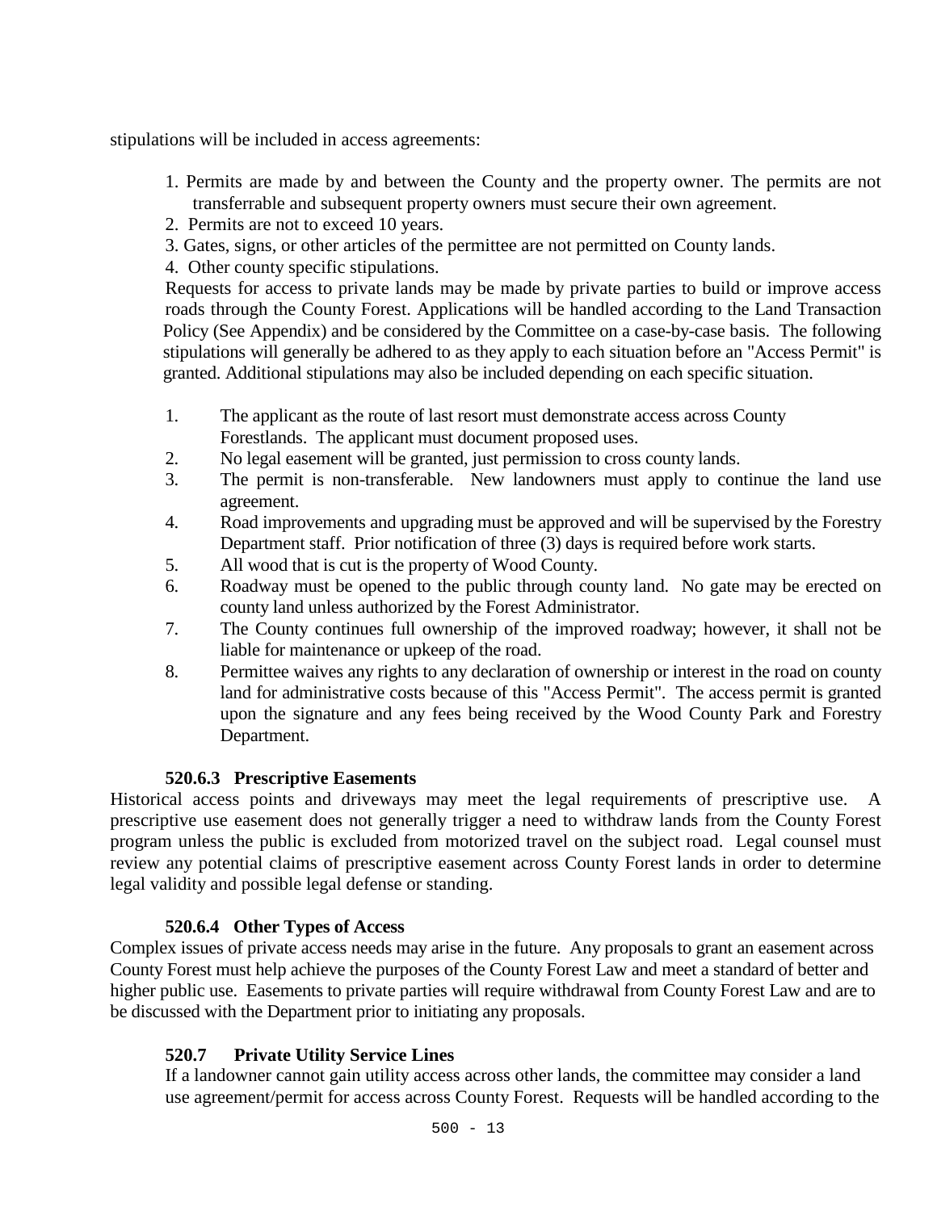stipulations will be included in access agreements:

1. Permits are made by and between the County and the property owner. The permits are not transferrable and subsequent property owners must secure their own agreement.
2. Permits are not to exceed 10 years.
3. Gates, signs, or other articles of the permittee are not permitted on County lands.
4. Other county specific stipulations.

Requests for access to private lands may be made by private parties to build or improve access roads through the County Forest. Applications will be handled according to the Land Transaction Policy (See Appendix) and be considered by the Committee on a case-by-case basis. The following stipulations will generally be adhered to as they apply to each situation before an "Access Permit" is granted. Additional stipulations may also be included depending on each specific situation.

1. The applicant as the route of last resort must demonstrate access across County Forestlands. The applicant must document proposed uses.
2. No legal easement will be granted, just permission to cross county lands.
3. The permit is non-transferable. New landowners must apply to continue the land use agreement.
4. Road improvements and upgrading must be approved and will be supervised by the Forestry Department staff. Prior notification of three (3) days is required before work starts.
5. All wood that is cut is the property of Wood County.
6. Roadway must be opened to the public through county land. No gate may be erected on county land unless authorized by the Forest Administrator.
7. The County continues full ownership of the improved roadway; however, it shall not be liable for maintenance or upkeep of the road.
8. Permittee waives any rights to any declaration of ownership or interest in the road on county land for administrative costs because of this "Access Permit". The access permit is granted upon the signature and any fees being received by the Wood County Park and Forestry Department.

#### 520.6.3 Prescriptive Easements

Historical access points and driveways may meet the legal requirements of prescriptive use. A prescriptive use easement does not generally trigger a need to withdraw lands from the County Forest program unless the public is excluded from motorized travel on the subject road. Legal counsel must review any potential claims of prescriptive easement across County Forest lands in order to determine legal validity and possible legal defense or standing.

#### 520.6.4 Other Types of Access

Complex issues of private access needs may arise in the future. Any proposals to grant an easement across County Forest must help achieve the purposes of the County Forest Law and meet a standard of better and higher public use. Easements to private parties will require withdrawal from County Forest Law and are to be discussed with the Department prior to initiating any proposals.

### 520.7 Private Utility Service Lines

If a landowner cannot gain utility access across other lands, the committee may consider a land use agreement/permit for access across County Forest. Requests will be handled according to the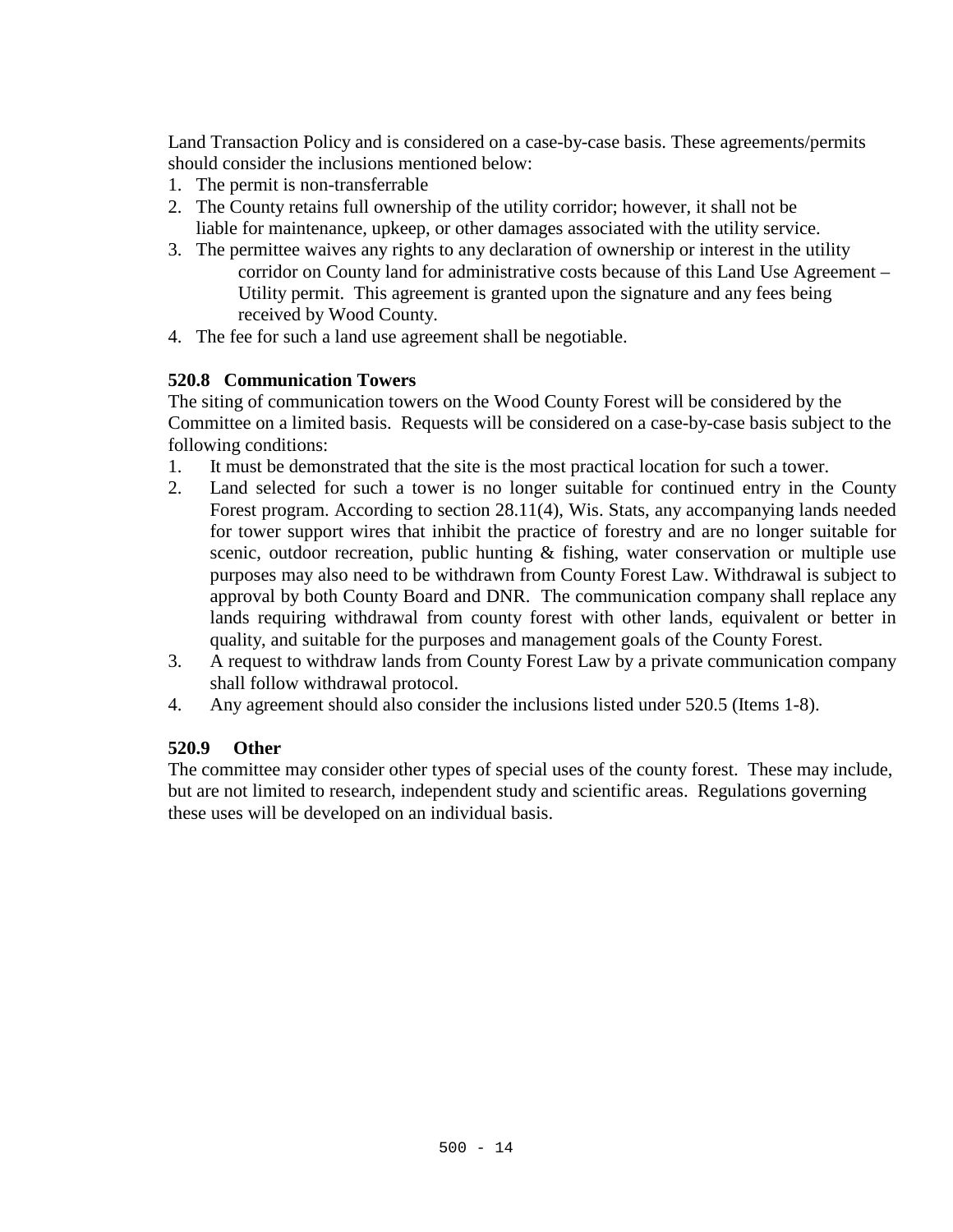Land Transaction Policy and is considered on a case-by-case basis. These agreements/permits should consider the inclusions mentioned below:

1. The permit is non-transferrable
2. The County retains full ownership of the utility corridor; however, it shall not be liable for maintenance, upkeep, or other damages associated with the utility service.
3. The permittee waives any rights to any declaration of ownership or interest in the utility corridor on County land for administrative costs because of this Land Use Agreement – Utility permit. This agreement is granted upon the signature and any fees being received by Wood County.
4. The fee for such a land use agreement shall be negotiable.

**520.8 Communication Towers**

The siting of communication towers on the Wood County Forest will be considered by the Committee on a limited basis. Requests will be considered on a case-by-case basis subject to the following conditions:

1. It must be demonstrated that the site is the most practical location for such a tower.
2. Land selected for such a tower is no longer suitable for continued entry in the County Forest program. According to section 28.11(4), Wis. Stats, any accompanying lands needed for tower support wires that inhibit the practice of forestry and are no longer suitable for scenic, outdoor recreation, public hunting & fishing, water conservation or multiple use purposes may also need to be withdrawn from County Forest Law. Withdrawal is subject to approval by both County Board and DNR. The communication company shall replace any lands requiring withdrawal from county forest with other lands, equivalent or better in quality, and suitable for the purposes and management goals of the County Forest.
3. A request to withdraw lands from County Forest Law by a private communication company shall follow withdrawal protocol.
4. Any agreement should also consider the inclusions listed under 520.5 (Items 1-8).

**520.9 Other**

The committee may consider other types of special uses of the county forest. These may include, but are not limited to research, independent study and scientific areas. Regulations governing these uses will be developed on an individual basis.